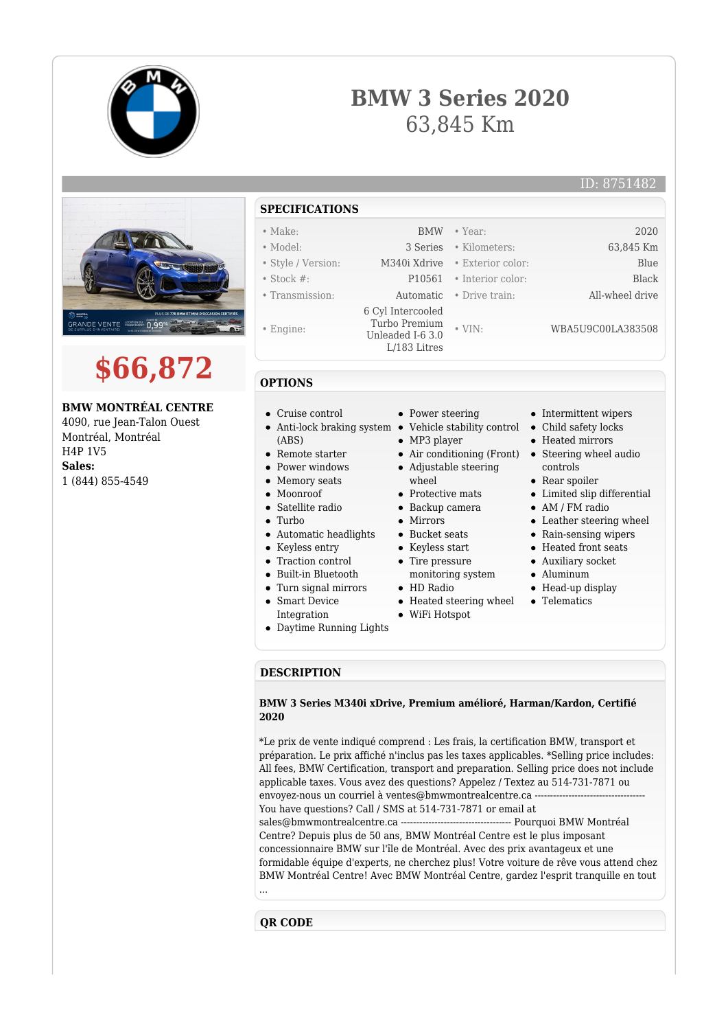# BMW 3 Series 2020

63,845 Km

ID: 8751482

## $66,872

**BMW MONTRÉAL CENTRE**
4090, rue Jean-Talon Ouest
Montréal, Montréal
H4P 1V5
**Sales:**
1 (844) 855-4549

## SPECIFICATIONS

| | | | |
|---|---|---|---|
| • Make: | BMW | • Year: | 2020 |
| • Model: | 3 Series | • Kilometers: | 63,845 Km |
| • Style / Version: | M340i Xdrive | • Exterior color: | Blue |
| • Stock #: | P10561 | • Interior color: | Black |
| • Transmission: | Automatic | • Drive train: | All-wheel drive |
| • Engine: | 6 Cyl Intercooled Turbo Premium Unleaded I-6 3.0 L/183 Litres | • VIN: | WBA5U9C00LA383508 |

## OPTIONS

- Cruise control
- Anti-lock braking system (ABS)
- Remote starter
- Power windows
- Memory seats
- Moonroof
- Satellite radio
- Turbo
- Automatic headlights
- Keyless entry
- Traction control
- Built-in Bluetooth
- Turn signal mirrors
- Smart Device Integration
- Daytime Running Lights
- Power steering
- Vehicle stability control
- MP3 player
- Air conditioning (Front)
- Adjustable steering wheel
- Protective mats
- Backup camera
- Mirrors
- Bucket seats
- Keyless start
- Tire pressure monitoring system
- HD Radio
- Heated steering wheel
- WiFi Hotspot
- Intermittent wipers
- Child safety locks
- Heated mirrors
- Steering wheel audio controls
- Rear spoiler
- Limited slip differential
- AM / FM radio
- Leather steering wheel
- Rain-sensing wipers
- Heated front seats
- Auxiliary socket
- Aluminum
- Head-up display
- Telematics

## DESCRIPTION

**BMW 3 Series M340i xDrive, Premium amélioré, Harman/Kardon, Certifié 2020**

*Le prix de vente indiqué comprend : Les frais, la certification BMW, transport et préparation. Le prix affiché n'inclus pas les taxes applicables. *Selling price includes: All fees, BMW Certification, transport and preparation. Selling price does not include applicable taxes. Vous avez des questions? Appelez / Textez au 514-731-7871 ou envoyez-nous un courriel à ventes@bmwmontrealcentre.ca ----------------------------------- You have questions? Call / SMS at 514-731-7871 or email at sales@bmwmontrealcentre.ca ----------------------------------- Pourquoi BMW Montréal Centre? Depuis plus de 50 ans, BMW Montréal Centre est le plus imposant concessionnaire BMW sur l'île de Montréal. Avec des prix avantageux et une formidable équipe d'experts, ne cherchez plus! Votre voiture de rêve vous attend chez BMW Montréal Centre! Avec BMW Montréal Centre, gardez l'esprit tranquille en tout ...

## QR CODE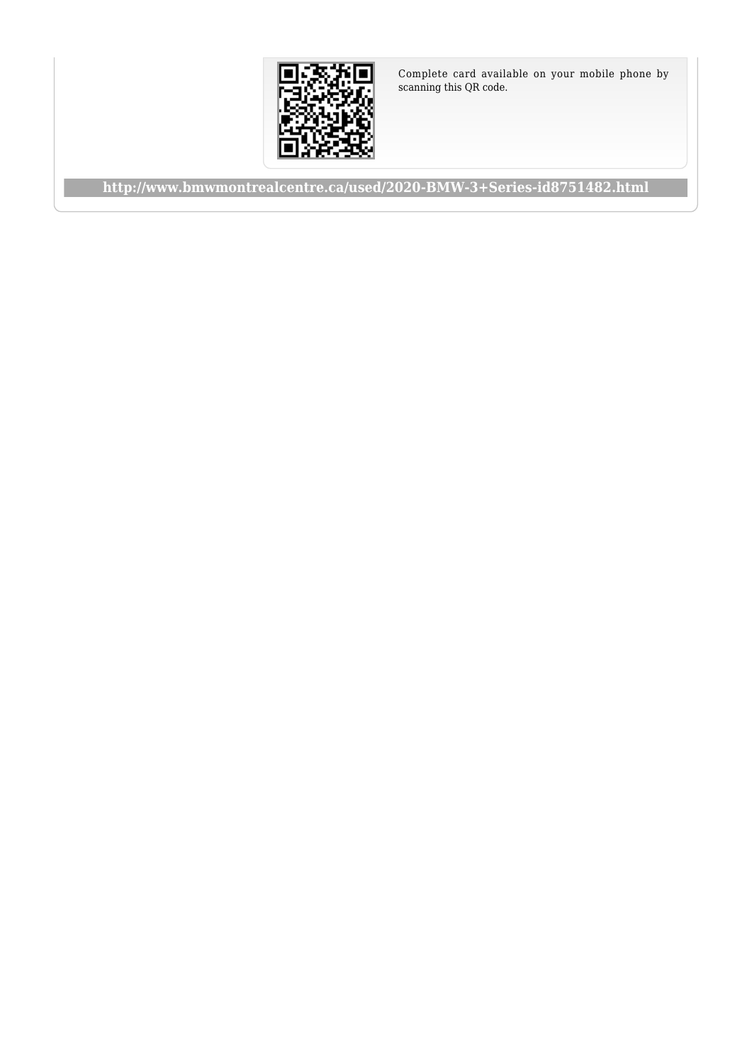Complete card available on your mobile phone by scanning this QR code.

**http://www.bmwmontrealcentre.ca/used/2020-BMW-3+Series-id8751482.html**